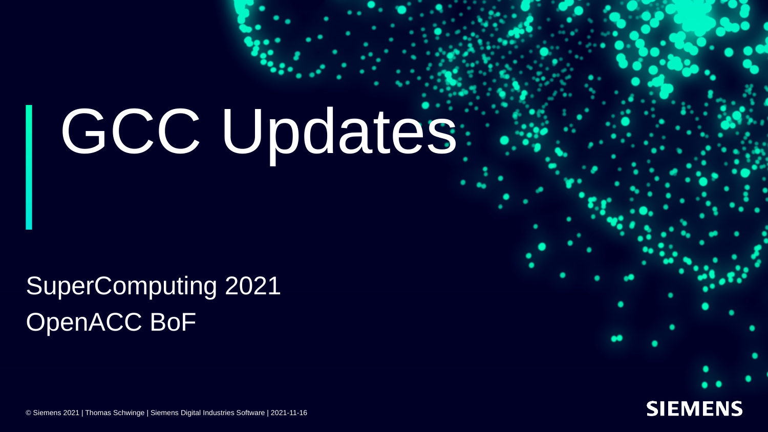# GCC Updates

SuperComputing 2021

OpenACC BoF

© Siemens 2021 | Thomas Schwinge | Siemens Digital Industries Software | 2021-11-16

SIEMENS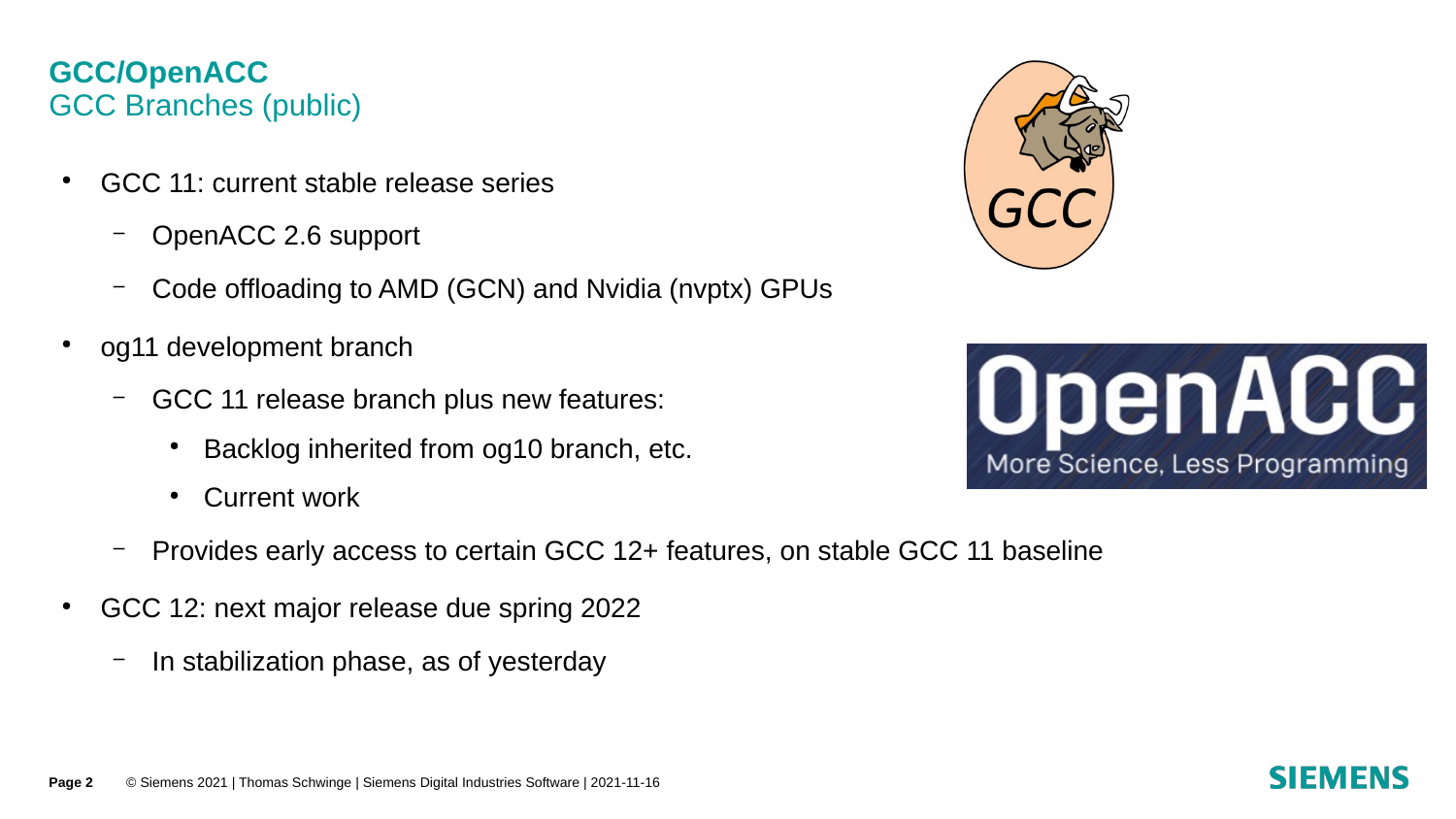## GCC/OpenACC

### GCC Branches (public)

- GCC 11: current stable release series
  - OpenACC 2.6 support
  - Code offloading to AMD (GCN) and Nvidia (nvptx) GPUs
- og11 development branch
  - GCC 11 release branch plus new features:
    - Backlog inherited from og10 branch, etc.
    - Current work
  - Provides early access to certain GCC 12+ features, on stable GCC 11 baseline
- GCC 12: next major release due spring 2022
  - In stabilization phase, as of yesterday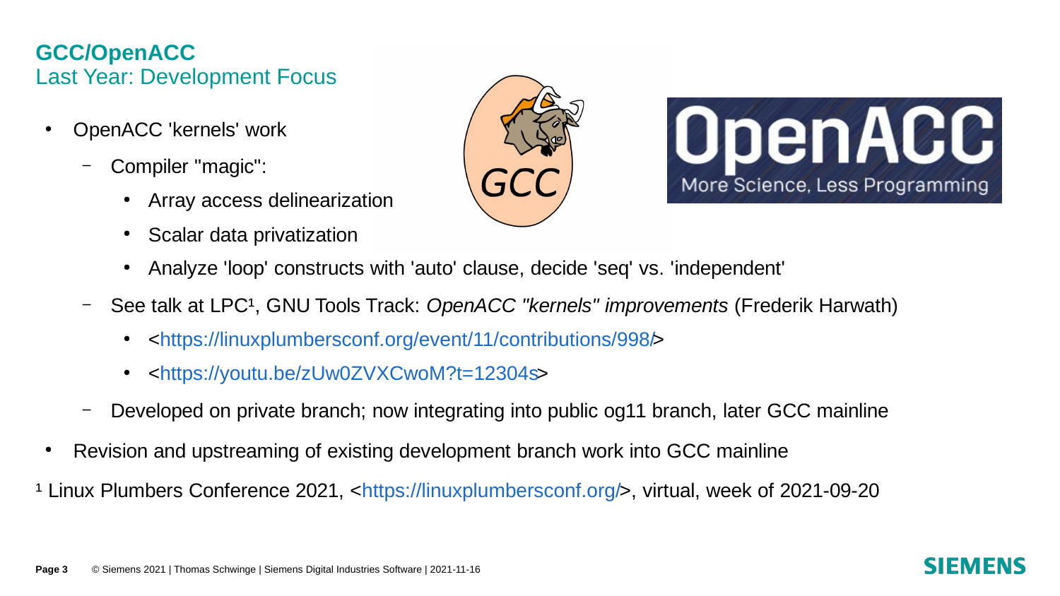## GCC/OpenACC

### Last Year: Development Focus

- OpenACC 'kernels' work
  - Compiler "magic":
    - Array access delinearization
    - Scalar data privatization
    - Analyze 'loop' constructs with 'auto' clause, decide 'seq' vs. 'independent'
  - See talk at LPC[1], GNU Tools Track: *OpenACC "kernels" improvements* (Frederik Harwath)
    - <https://linuxplumbersconf.org/event/11/contributions/998/>
    - <https://youtu.be/zUw0ZVXCwoM?t=12304s>
  - Developed on private branch; now integrating into public og11 branch, later GCC mainline
- Revision and upstreaming of existing development branch work into GCC mainline

[1] Linux Plumbers Conference 2021, <https://linuxplumbersconf.org/>, virtual, week of 2021-09-20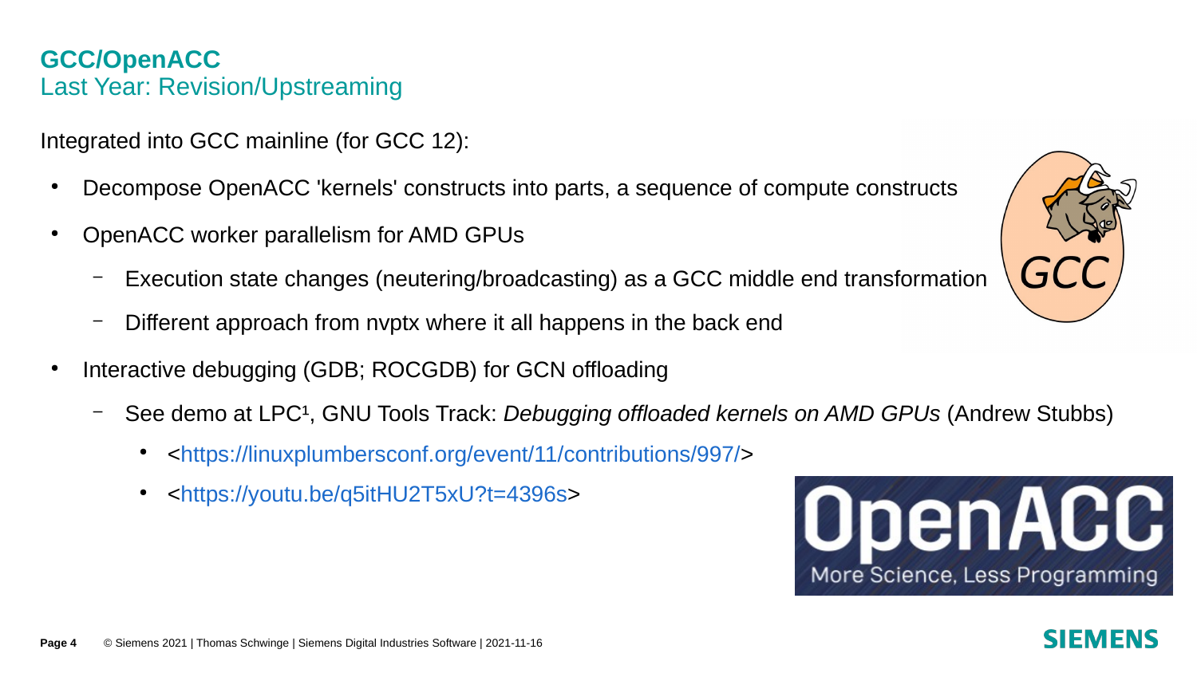# GCC/OpenACC

## Last Year: Revision/Upstreaming

Integrated into GCC mainline (for GCC 12):

- Decompose OpenACC 'kernels' constructs into parts, a sequence of compute constructs
- OpenACC worker parallelism for AMD GPUs
  - Execution state changes (neutering/broadcasting) as a GCC middle end transformation
  - Different approach from nvptx where it all happens in the back end
- Interactive debugging (GDB; ROCGDB) for GCN offloading
  - See demo at LPC[1], GNU Tools Track: *Debugging offloaded kernels on AMD GPUs* (Andrew Stubbs)
    - <https://linuxplumbersconf.org/event/11/contributions/997/>
    - <https://youtu.be/q5itHU2T5xU?t=4396s>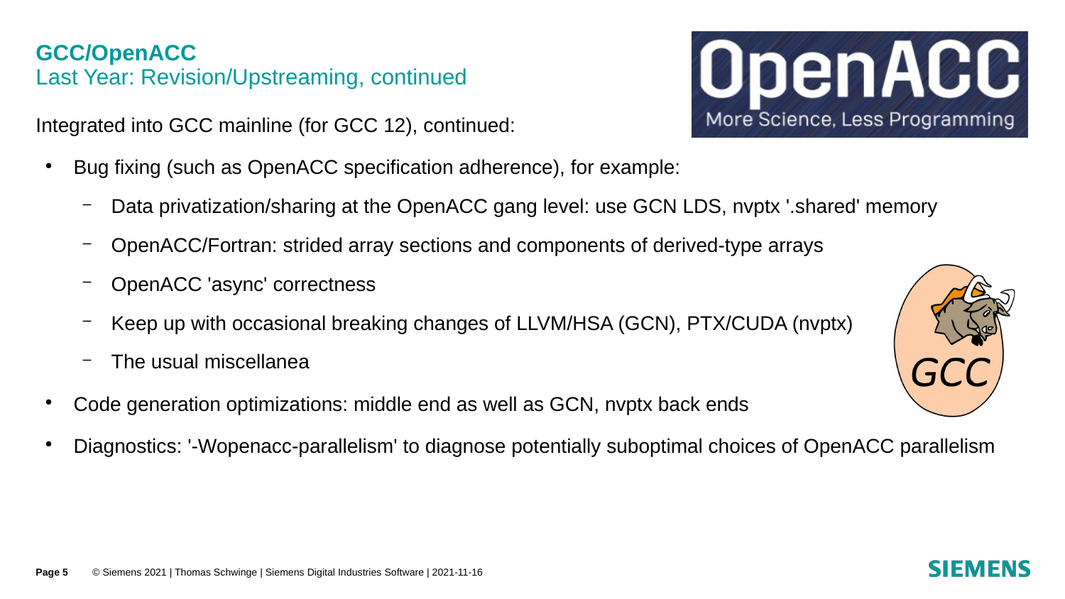## GCC/OpenACC

### Last Year: Revision/Upstreaming, continued

Integrated into GCC mainline (for GCC 12), continued:

- Bug fixing (such as OpenACC specification adherence), for example:
  - Data privatization/sharing at the OpenACC gang level: use GCN LDS, nvptx '.shared' memory
  - OpenACC/Fortran: strided array sections and components of derived-type arrays
  - OpenACC 'async' correctness
  - Keep up with occasional breaking changes of LLVM/HSA (GCN), PTX/CUDA (nvptx)
  - The usual miscellanea
- Code generation optimizations: middle end as well as GCN, nvptx back ends
- Diagnostics: '-Wopenacc-parallelism' to diagnose potentially suboptimal choices of OpenACC parallelism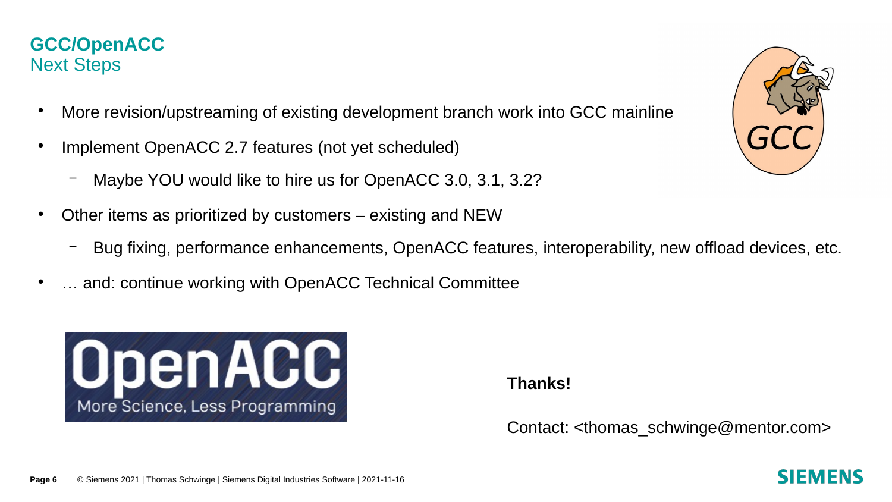## GCC/OpenACC
Next Steps

- More revision/upstreaming of existing development branch work into GCC mainline
- Implement OpenACC 2.7 features (not yet scheduled)
  - Maybe YOU would like to hire us for OpenACC 3.0, 3.1, 3.2?
- Other items as prioritized by customers – existing and NEW
  - Bug fixing, performance enhancements, OpenACC features, interoperability, new offload devices, etc.
- … and: continue working with OpenACC Technical Committee

**Thanks!**

Contact: <thomas_schwinge@mentor.com>

© Siemens 2021 | Thomas Schwinge | Siemens Digital Industries Software | 2021-11-16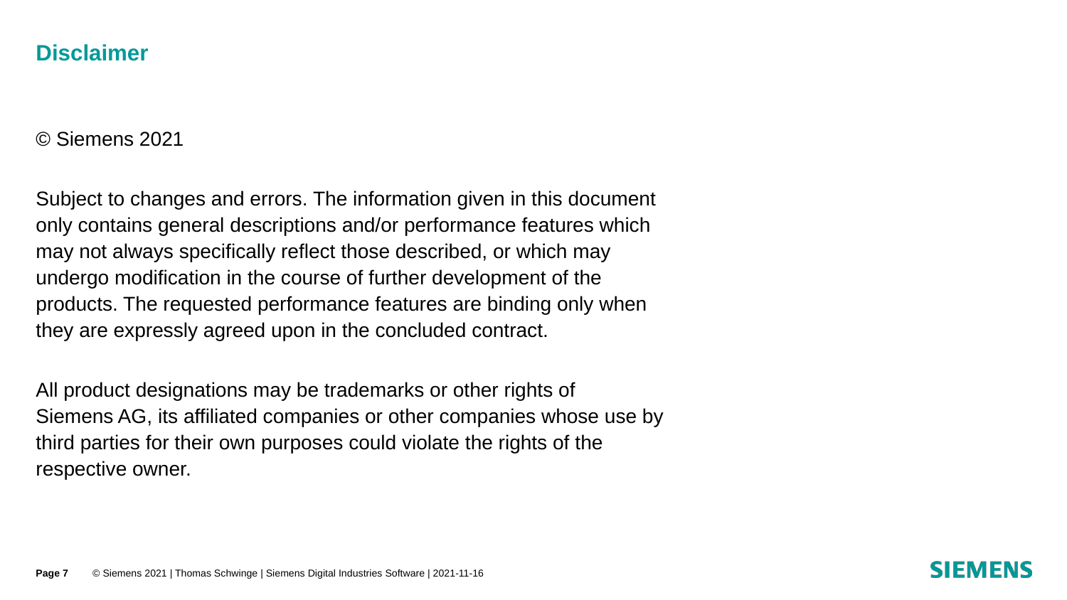# Disclaimer

© Siemens 2021

Subject to changes and errors. The information given in this document only contains general descriptions and/or performance features which may not always specifically reflect those described, or which may undergo modification in the course of further development of the products. The requested performance features are binding only when they are expressly agreed upon in the concluded contract.

All product designations may be trademarks or other rights of Siemens AG, its affiliated companies or other companies whose use by third parties for their own purposes could violate the rights of the respective owner.